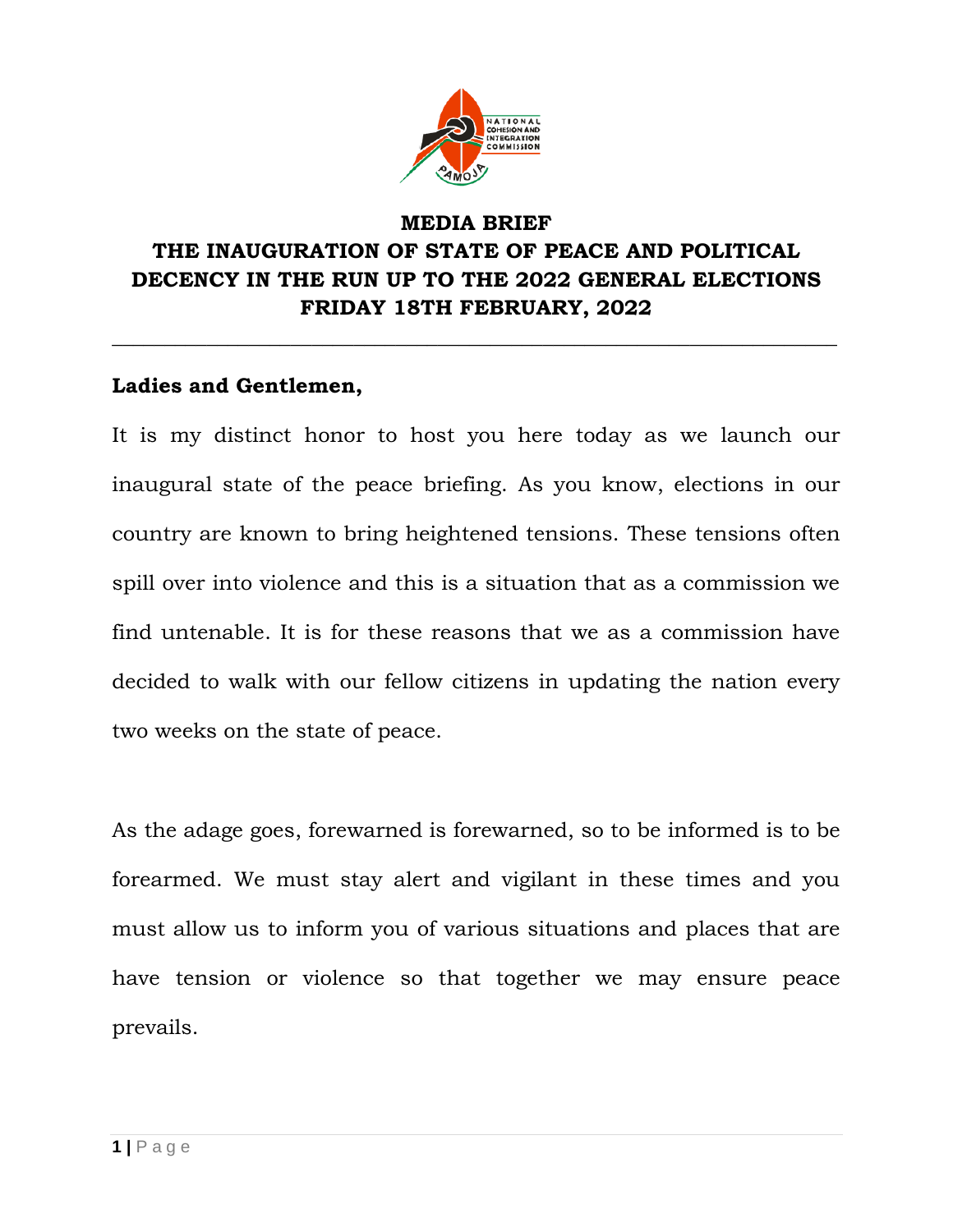# MEDIA BRIEF

# THE INAUGURATION OF STATE OF PEACE AND POLITICAL DECENCY IN THE RUN UP TO THE 2022 GENERAL ELECTIONS

# FRIDAY 18TH FEBRUARY, 2022

---

**Ladies and Gentlemen,**

It is my distinct honor to host you here today as we launch our inaugural state of the peace briefing. As you know, elections in our country are known to bring heightened tensions. These tensions often spill over into violence and this is a situation that as a commission we find untenable. It is for these reasons that we as a commission have decided to walk with our fellow citizens in updating the nation every two weeks on the state of peace.

As the adage goes, forewarned is forewarned, so to be informed is to be forearmed. We must stay alert and vigilant in these times and you must allow us to inform you of various situations and places that are have tension or violence so that together we may ensure peace prevails.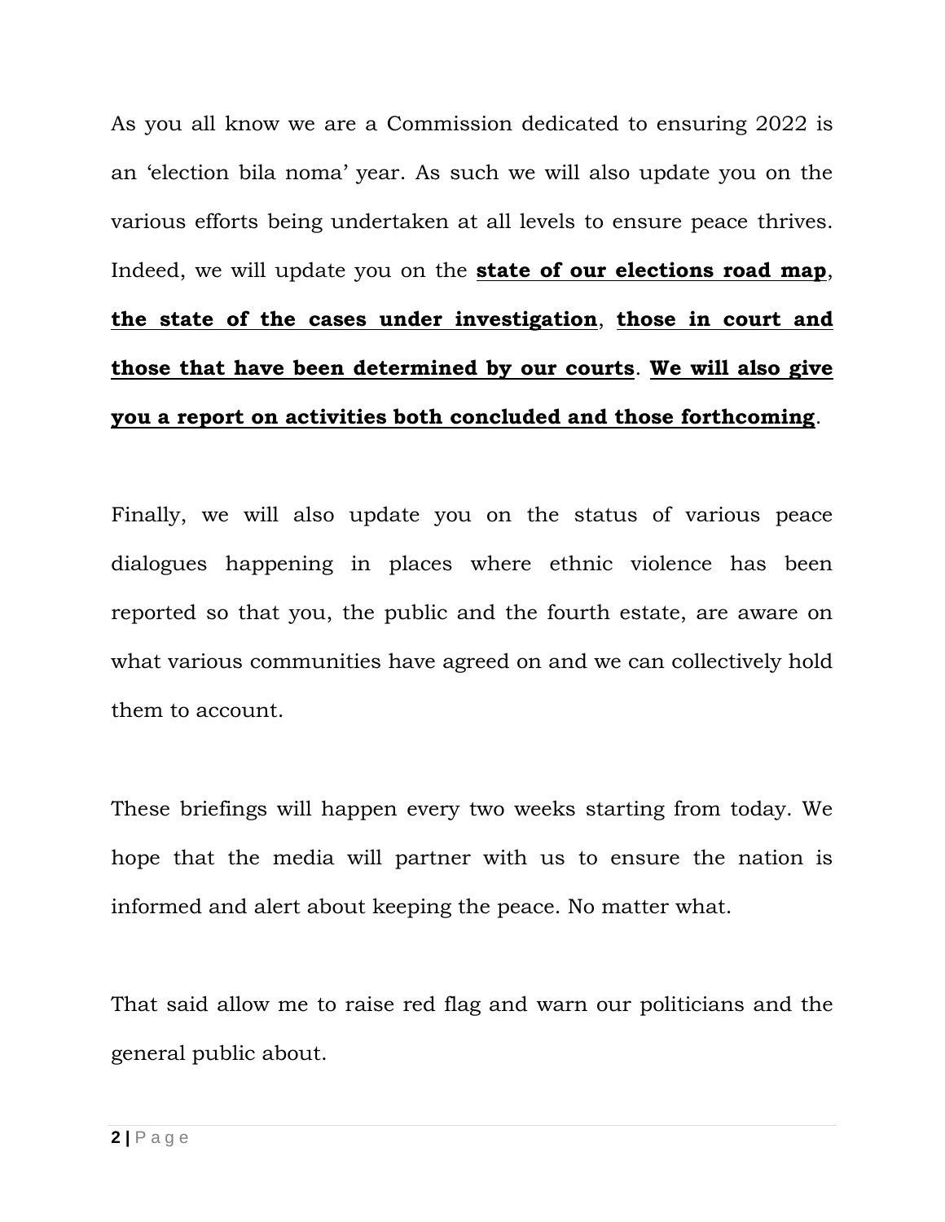As you all know we are a Commission dedicated to ensuring 2022 is an 'election bila noma' year. As such we will also update you on the various efforts being undertaken at all levels to ensure peace thrives. Indeed, we will update you on the <u>**state of our elections road map**</u>, <u>**the state of the cases under investigation**</u>, <u>**those in court and those that have been determined by our courts**</u>. <u>**We will also give you a report on activities both concluded and those forthcoming**</u>.

Finally, we will also update you on the status of various peace dialogues happening in places where ethnic violence has been reported so that you, the public and the fourth estate, are aware on what various communities have agreed on and we can collectively hold them to account.

These briefings will happen every two weeks starting from today. We hope that the media will partner with us to ensure the nation is informed and alert about keeping the peace. No matter what.

That said allow me to raise red flag and warn our politicians and the general public about.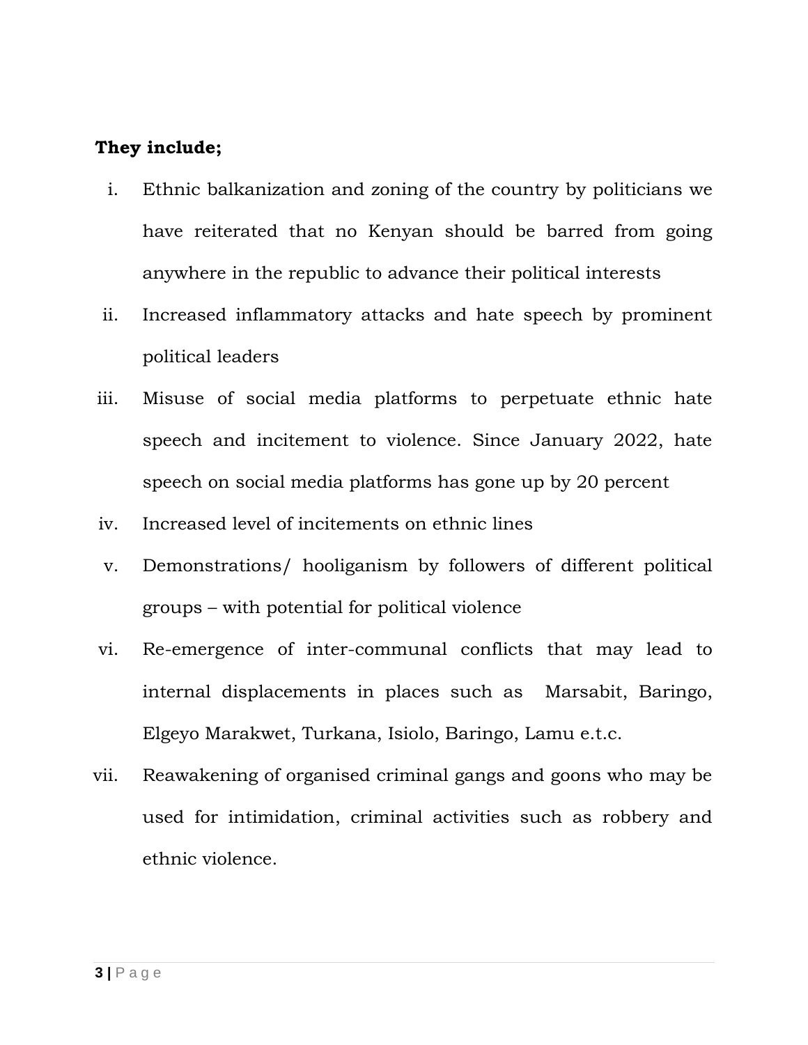**They include;**

i. Ethnic balkanization and zoning of the country by politicians we have reiterated that no Kenyan should be barred from going anywhere in the republic to advance their political interests

ii. Increased inflammatory attacks and hate speech by prominent political leaders

iii. Misuse of social media platforms to perpetuate ethnic hate speech and incitement to violence. Since January 2022, hate speech on social media platforms has gone up by 20 percent

iv. Increased level of incitements on ethnic lines

v. Demonstrations/ hooliganism by followers of different political groups – with potential for political violence

vi. Re-emergence of inter-communal conflicts that may lead to internal displacements in places such as Marsabit, Baringo, Elgeyo Marakwet, Turkana, Isiolo, Baringo, Lamu e.t.c.

vii. Reawakening of organised criminal gangs and goons who may be used for intimidation, criminal activities such as robbery and ethnic violence.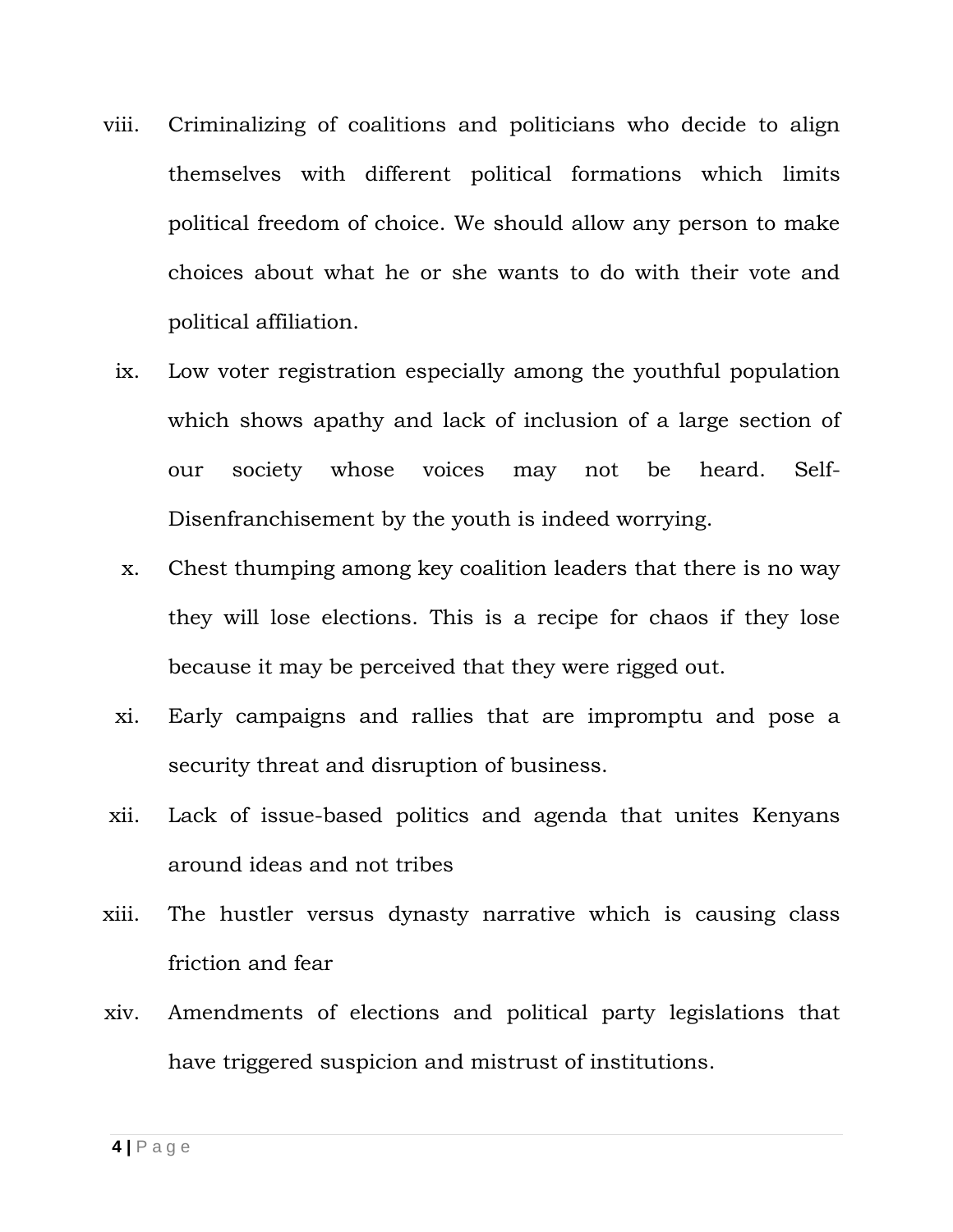viii. Criminalizing of coalitions and politicians who decide to align themselves with different political formations which limits political freedom of choice. We should allow any person to make choices about what he or she wants to do with their vote and political affiliation.

ix. Low voter registration especially among the youthful population which shows apathy and lack of inclusion of a large section of our society whose voices may not be heard. Self-Disenfranchisement by the youth is indeed worrying.

x. Chest thumping among key coalition leaders that there is no way they will lose elections. This is a recipe for chaos if they lose because it may be perceived that they were rigged out.

xi. Early campaigns and rallies that are impromptu and pose a security threat and disruption of business.

xii. Lack of issue-based politics and agenda that unites Kenyans around ideas and not tribes

xiii. The hustler versus dynasty narrative which is causing class friction and fear

xiv. Amendments of elections and political party legislations that have triggered suspicion and mistrust of institutions.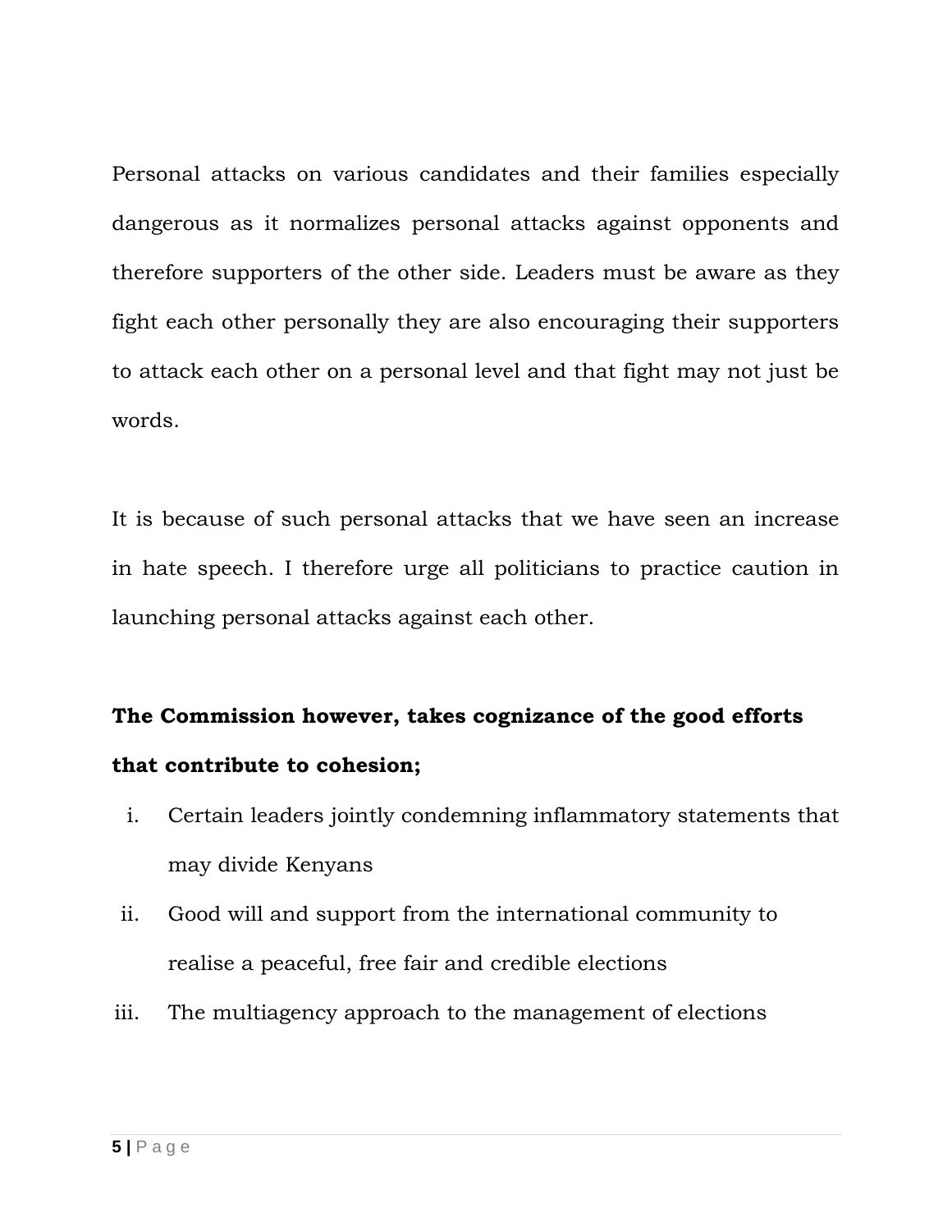Personal attacks on various candidates and their families especially dangerous as it normalizes personal attacks against opponents and therefore supporters of the other side. Leaders must be aware as they fight each other personally they are also encouraging their supporters to attack each other on a personal level and that fight may not just be words.

It is because of such personal attacks that we have seen an increase in hate speech. I therefore urge all politicians to practice caution in launching personal attacks against each other.

**The Commission however, takes cognizance of the good efforts that contribute to cohesion;**

i. Certain leaders jointly condemning inflammatory statements that may divide Kenyans
ii. Good will and support from the international community to realise a peaceful, free fair and credible elections
iii. The multiagency approach to the management of elections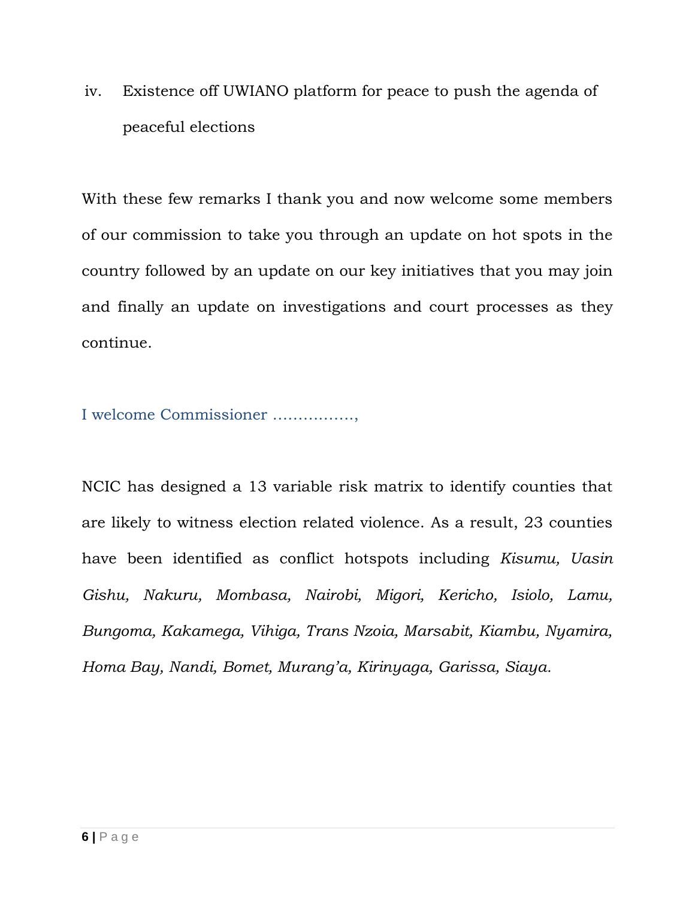iv. Existence off UWIANO platform for peace to push the agenda of peaceful elections

With these few remarks I thank you and now welcome some members of our commission to take you through an update on hot spots in the country followed by an update on our key initiatives that you may join and finally an update on investigations and court processes as they continue.

I welcome Commissioner ……………..,

NCIC has designed a 13 variable risk matrix to identify counties that are likely to witness election related violence. As a result, 23 counties have been identified as conflict hotspots including *Kisumu, Uasin Gishu, Nakuru, Mombasa, Nairobi, Migori, Kericho, Isiolo, Lamu, Bungoma, Kakamega, Vihiga, Trans Nzoia, Marsabit, Kiambu, Nyamira, Homa Bay, Nandi, Bomet, Murang'a, Kirinyaga, Garissa, Siaya.*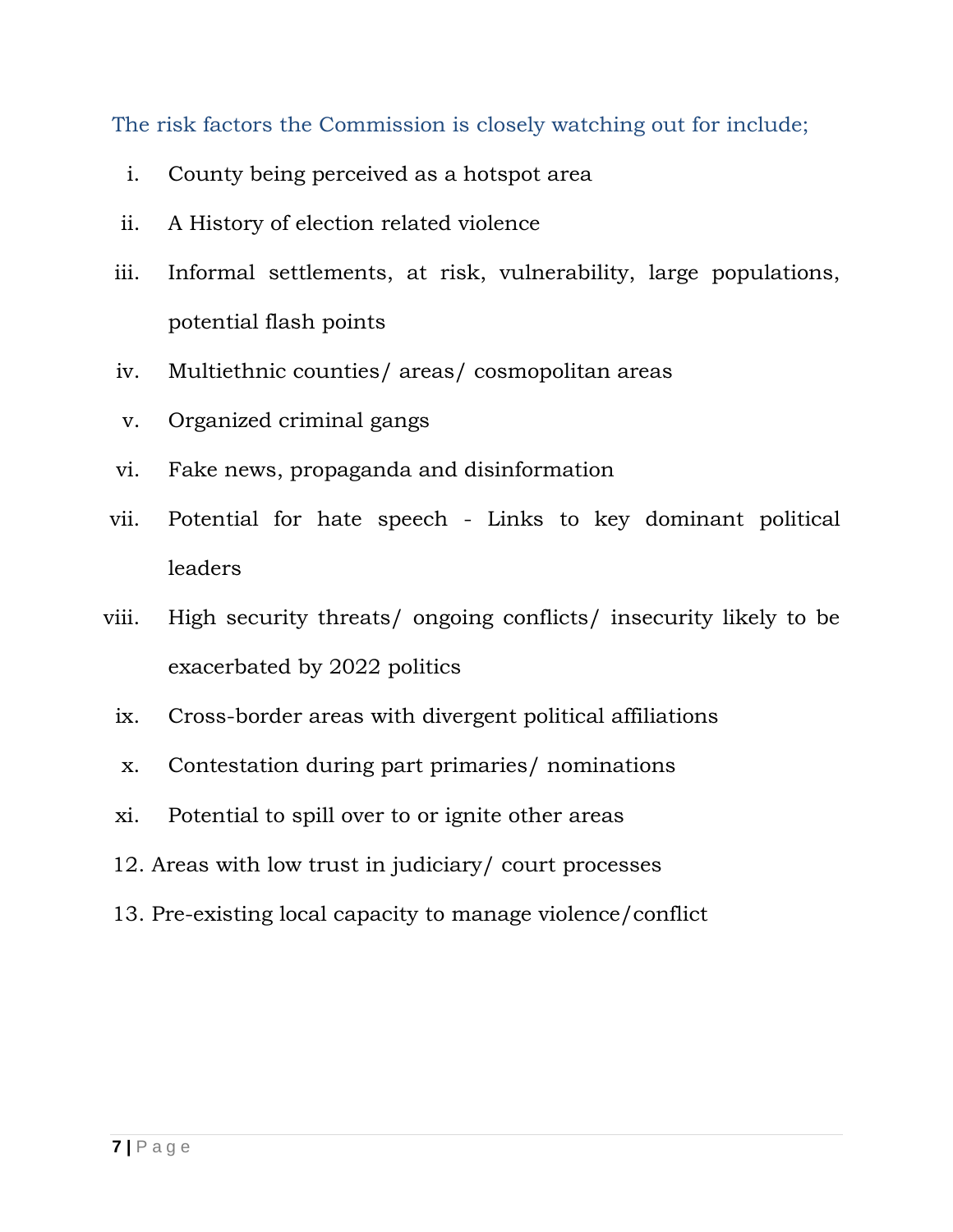The risk factors the Commission is closely watching out for include;

i. County being perceived as a hotspot area
ii. A History of election related violence
iii. Informal settlements, at risk, vulnerability, large populations, potential flash points
iv. Multiethnic counties/ areas/ cosmopolitan areas
v. Organized criminal gangs
vi. Fake news, propaganda and disinformation
vii. Potential for hate speech - Links to key dominant political leaders
viii. High security threats/ ongoing conflicts/ insecurity likely to be exacerbated by 2022 politics
ix. Cross-border areas with divergent political affiliations
x. Contestation during part primaries/ nominations
xi. Potential to spill over to or ignite other areas

12. Areas with low trust in judiciary/ court processes
13. Pre-existing local capacity to manage violence/conflict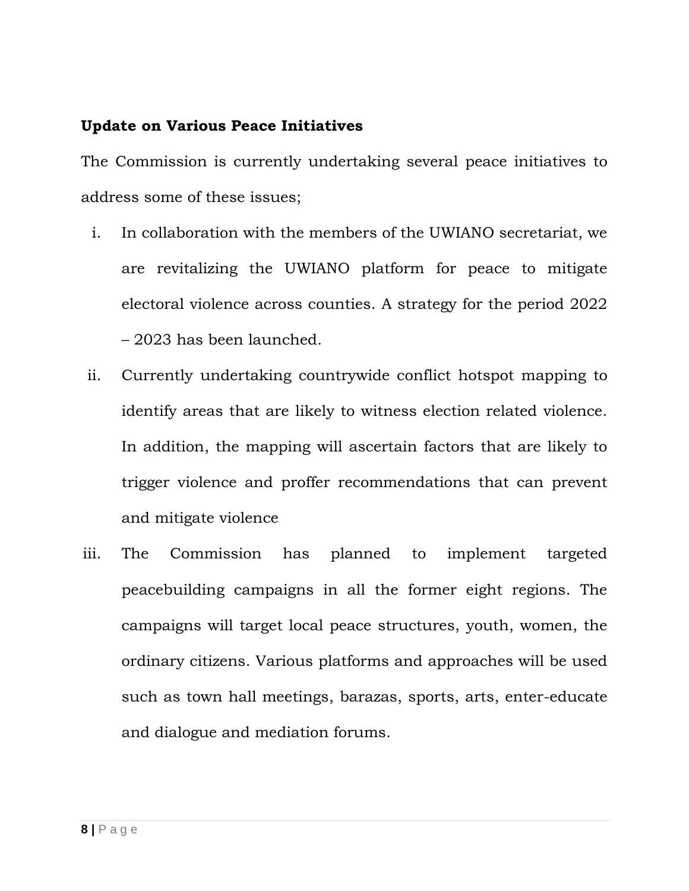**Update on Various Peace Initiatives**

The Commission is currently undertaking several peace initiatives to address some of these issues;

i. In collaboration with the members of the UWIANO secretariat, we are revitalizing the UWIANO platform for peace to mitigate electoral violence across counties. A strategy for the period 2022 – 2023 has been launched.

ii. Currently undertaking countrywide conflict hotspot mapping to identify areas that are likely to witness election related violence. In addition, the mapping will ascertain factors that are likely to trigger violence and proffer recommendations that can prevent and mitigate violence

iii. The Commission has planned to implement targeted peacebuilding campaigns in all the former eight regions. The campaigns will target local peace structures, youth, women, the ordinary citizens. Various platforms and approaches will be used such as town hall meetings, barazas, sports, arts, enter-educate and dialogue and mediation forums.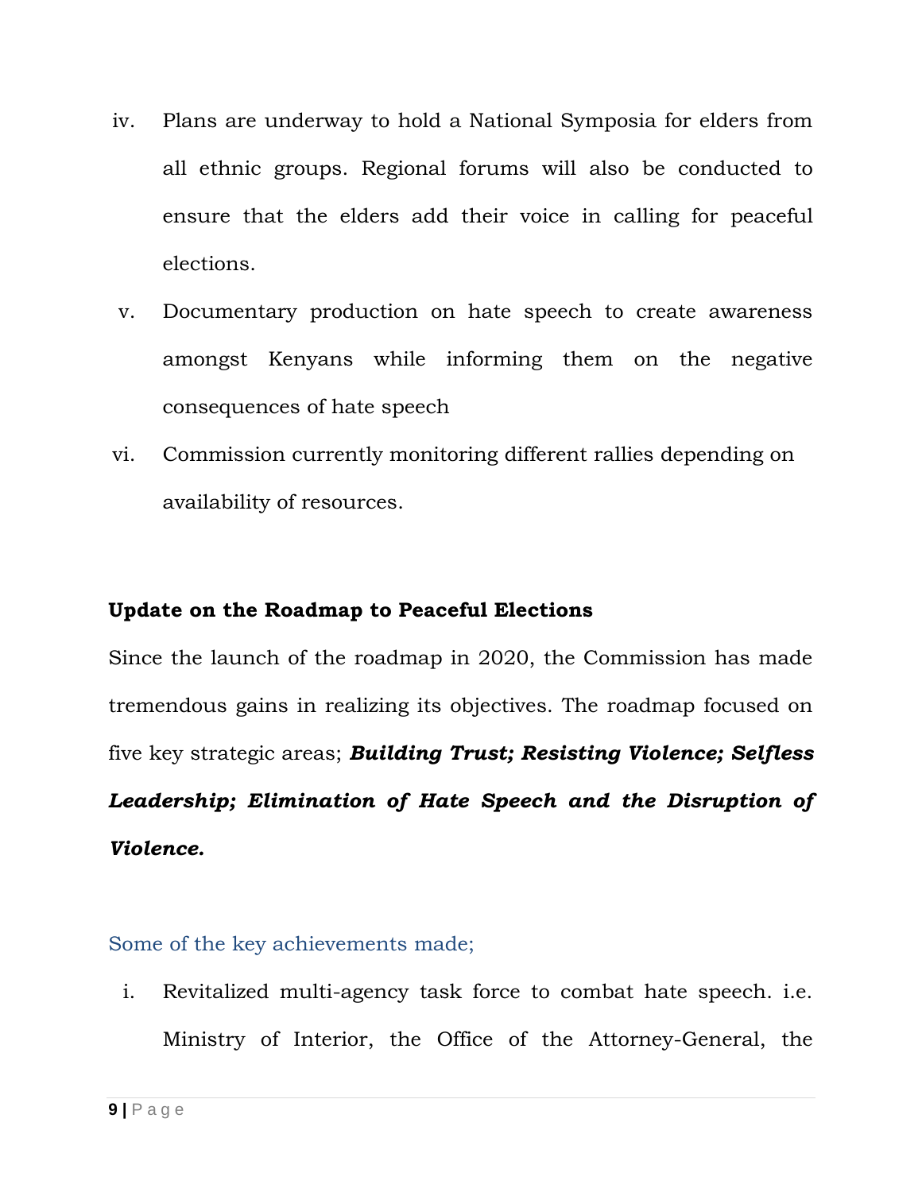iv. Plans are underway to hold a National Symposia for elders from all ethnic groups. Regional forums will also be conducted to ensure that the elders add their voice in calling for peaceful elections.

v. Documentary production on hate speech to create awareness amongst Kenyans while informing them on the negative consequences of hate speech

vi. Commission currently monitoring different rallies depending on availability of resources.

**Update on the Roadmap to Peaceful Elections**

Since the launch of the roadmap in 2020, the Commission has made tremendous gains in realizing its objectives. The roadmap focused on five key strategic areas; ***Building Trust; Resisting Violence; Selfless Leadership; Elimination of Hate Speech and the Disruption of Violence.***

Some of the key achievements made;

i. Revitalized multi-agency task force to combat hate speech. i.e. Ministry of Interior, the Office of the Attorney-General, the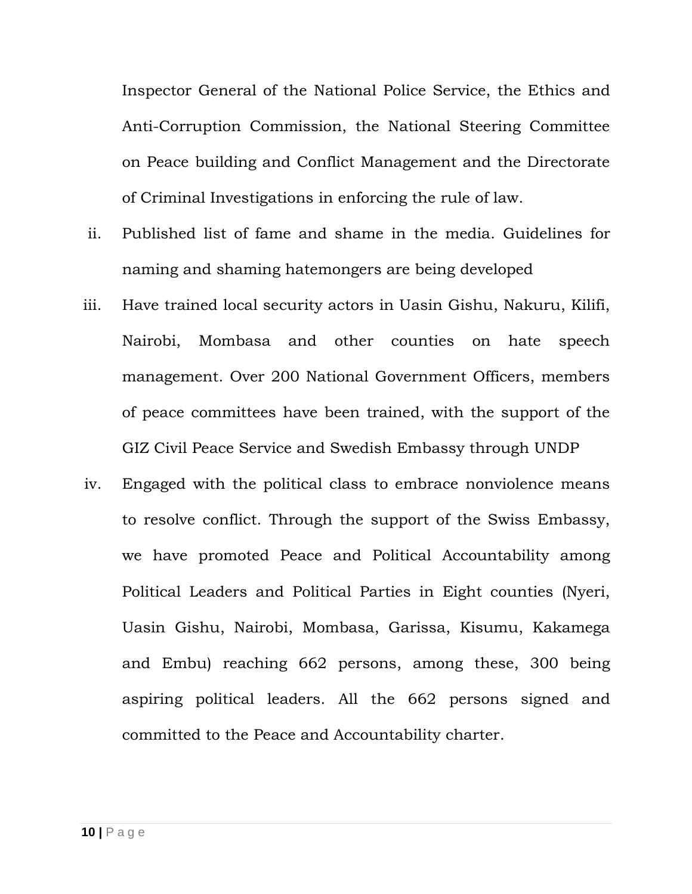Inspector General of the National Police Service, the Ethics and Anti-Corruption Commission, the National Steering Committee on Peace building and Conflict Management and the Directorate of Criminal Investigations in enforcing the rule of law.

ii. Published list of fame and shame in the media. Guidelines for naming and shaming hatemongers are being developed

iii. Have trained local security actors in Uasin Gishu, Nakuru, Kilifi, Nairobi, Mombasa and other counties on hate speech management. Over 200 National Government Officers, members of peace committees have been trained, with the support of the GIZ Civil Peace Service and Swedish Embassy through UNDP

iv. Engaged with the political class to embrace nonviolence means to resolve conflict. Through the support of the Swiss Embassy, we have promoted Peace and Political Accountability among Political Leaders and Political Parties in Eight counties (Nyeri, Uasin Gishu, Nairobi, Mombasa, Garissa, Kisumu, Kakamega and Embu) reaching 662 persons, among these, 300 being aspiring political leaders. All the 662 persons signed and committed to the Peace and Accountability charter.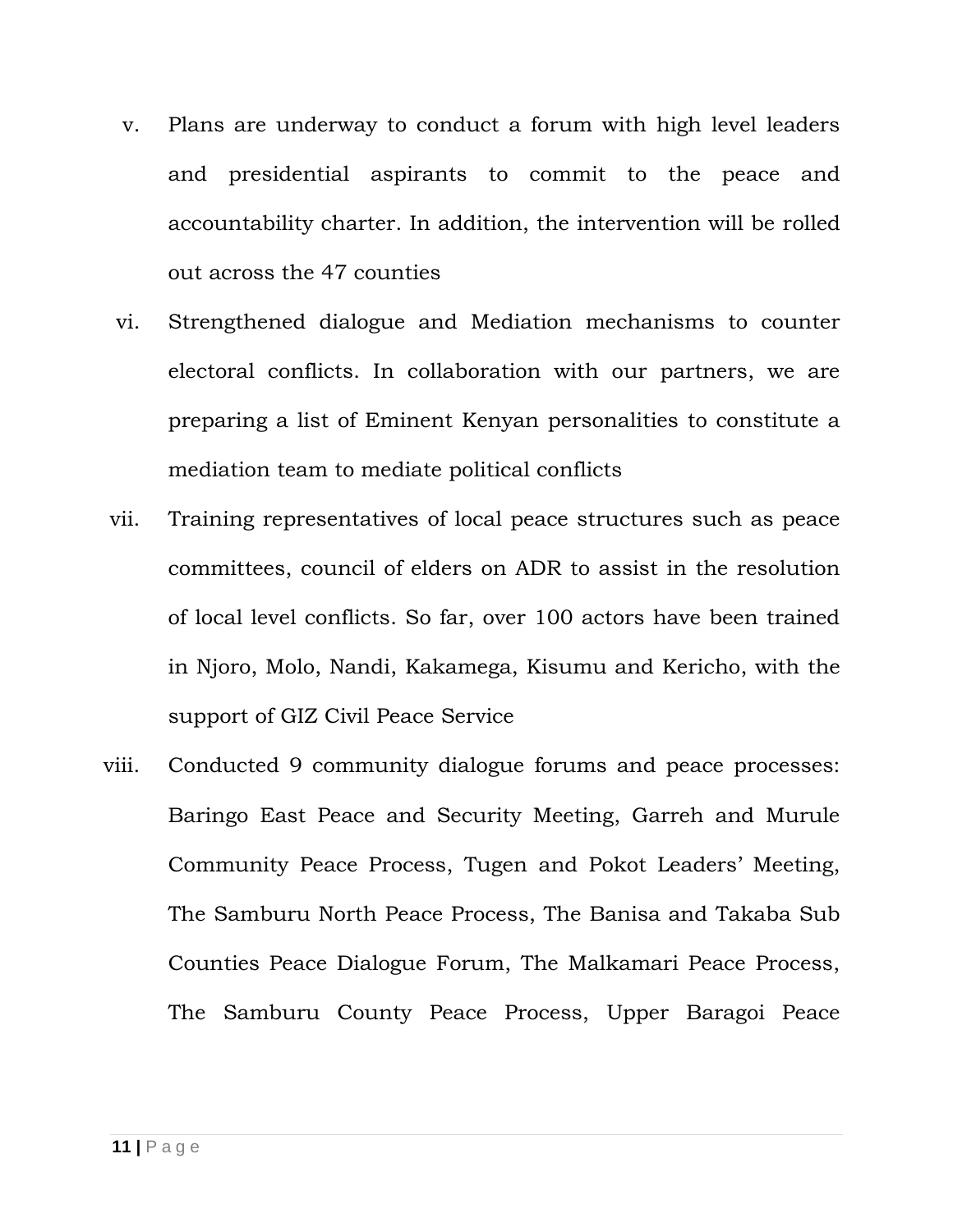v. Plans are underway to conduct a forum with high level leaders and presidential aspirants to commit to the peace and accountability charter. In addition, the intervention will be rolled out across the 47 counties

vi. Strengthened dialogue and Mediation mechanisms to counter electoral conflicts. In collaboration with our partners, we are preparing a list of Eminent Kenyan personalities to constitute a mediation team to mediate political conflicts

vii. Training representatives of local peace structures such as peace committees, council of elders on ADR to assist in the resolution of local level conflicts. So far, over 100 actors have been trained in Njoro, Molo, Nandi, Kakamega, Kisumu and Kericho, with the support of GIZ Civil Peace Service

viii. Conducted 9 community dialogue forums and peace processes: Baringo East Peace and Security Meeting, Garreh and Murule Community Peace Process, Tugen and Pokot Leaders' Meeting, The Samburu North Peace Process, The Banisa and Takaba Sub Counties Peace Dialogue Forum, The Malkamari Peace Process, The Samburu County Peace Process, Upper Baragoi Peace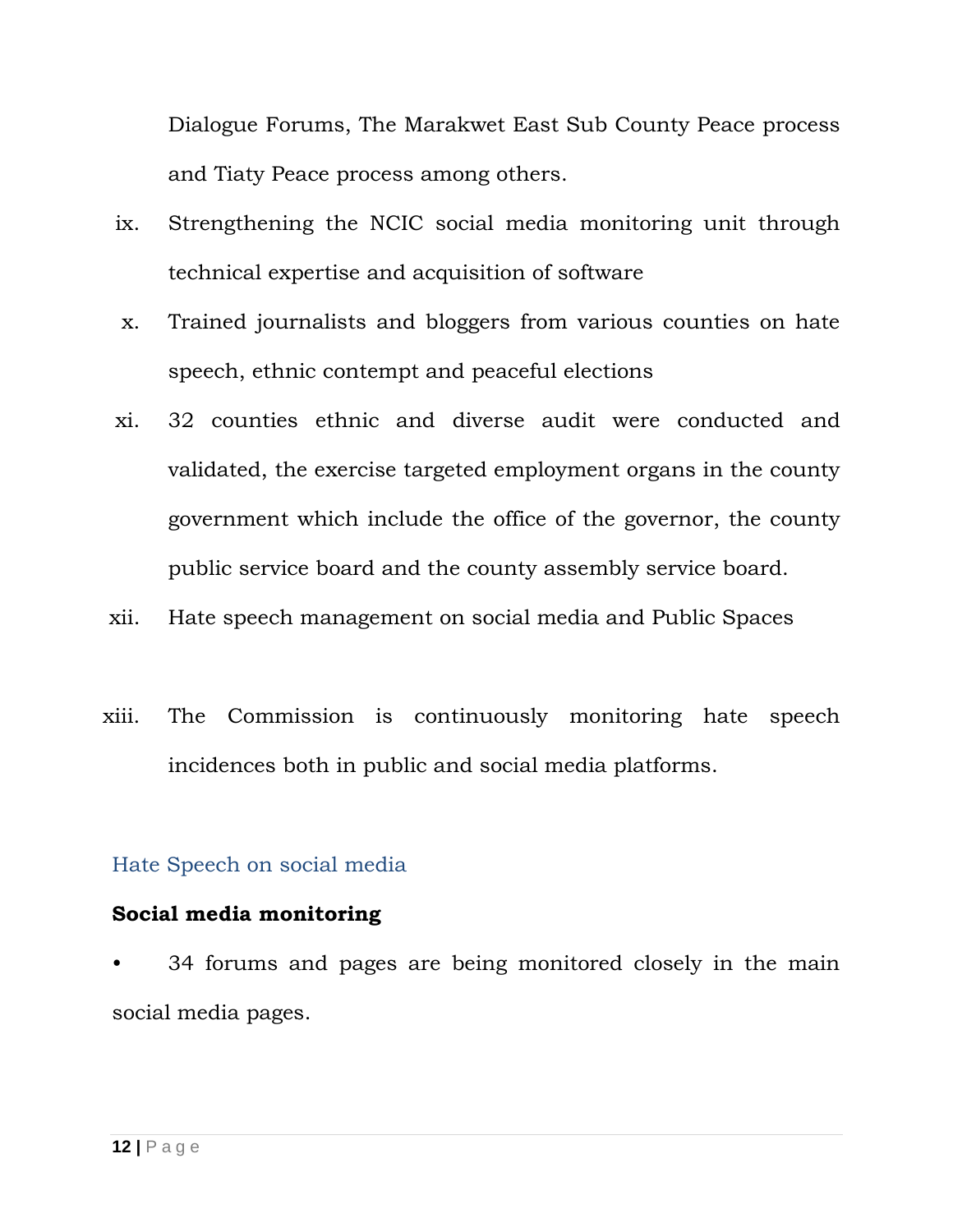Dialogue Forums, The Marakwet East Sub County Peace process and Tiaty Peace process among others.

ix. Strengthening the NCIC social media monitoring unit through technical expertise and acquisition of software

x. Trained journalists and bloggers from various counties on hate speech, ethnic contempt and peaceful elections

xi. 32 counties ethnic and diverse audit were conducted and validated, the exercise targeted employment organs in the county government which include the office of the governor, the county public service board and the county assembly service board.

xii. Hate speech management on social media and Public Spaces

xiii. The Commission is continuously monitoring hate speech incidences both in public and social media platforms.

## Hate Speech on social media

**Social media monitoring**

- 34 forums and pages are being monitored closely in the main social media pages.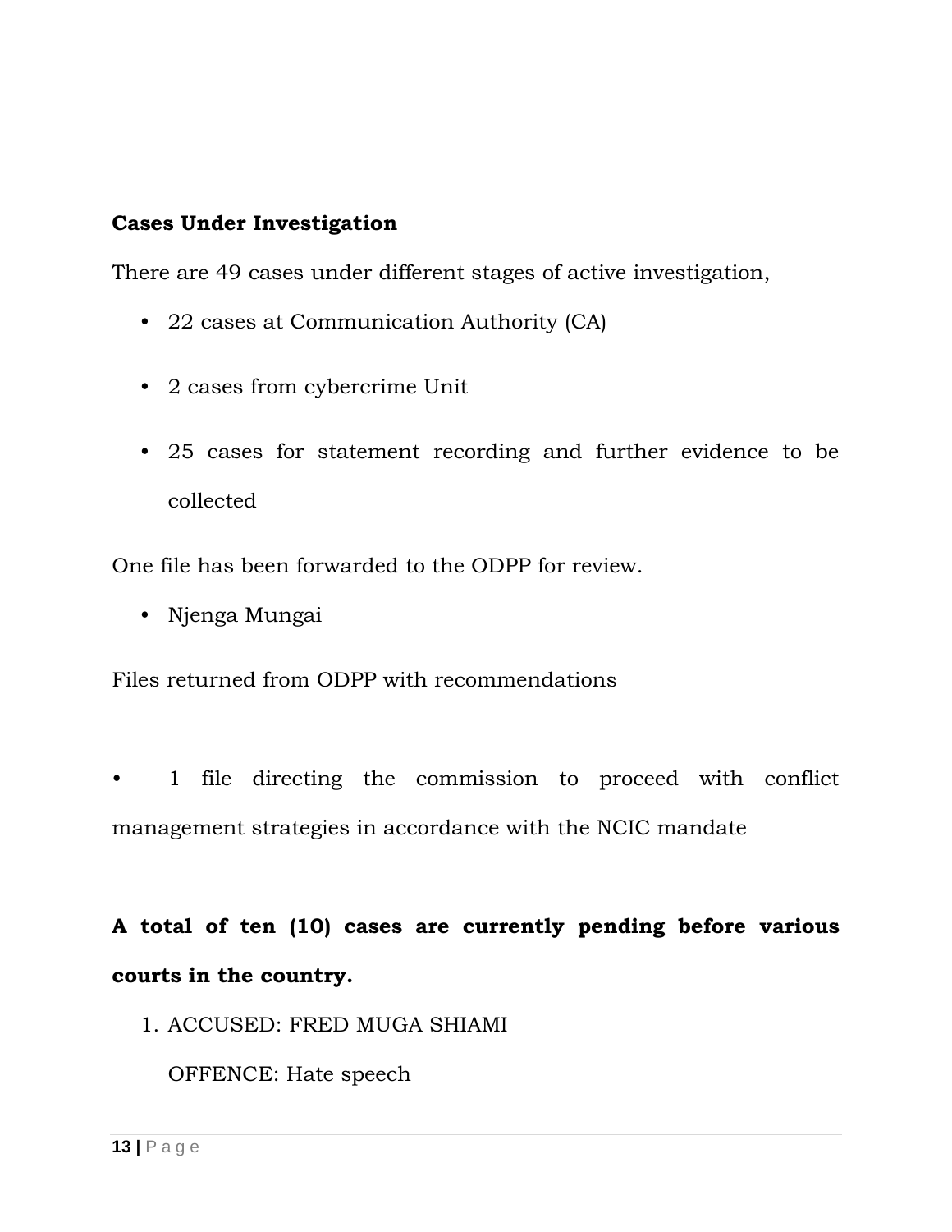**Cases Under Investigation**

There are 49 cases under different stages of active investigation,

- 22 cases at Communication Authority (CA)
- 2 cases from cybercrime Unit
- 25 cases for statement recording and further evidence to be collected

One file has been forwarded to the ODPP for review.

- Njenga Mungai

Files returned from ODPP with recommendations

- 1 file directing the commission to proceed with conflict management strategies in accordance with the NCIC mandate

**A total of ten (10) cases are currently pending before various courts in the country.**

1. ACCUSED: FRED MUGA SHIAMI

   OFFENCE: Hate speech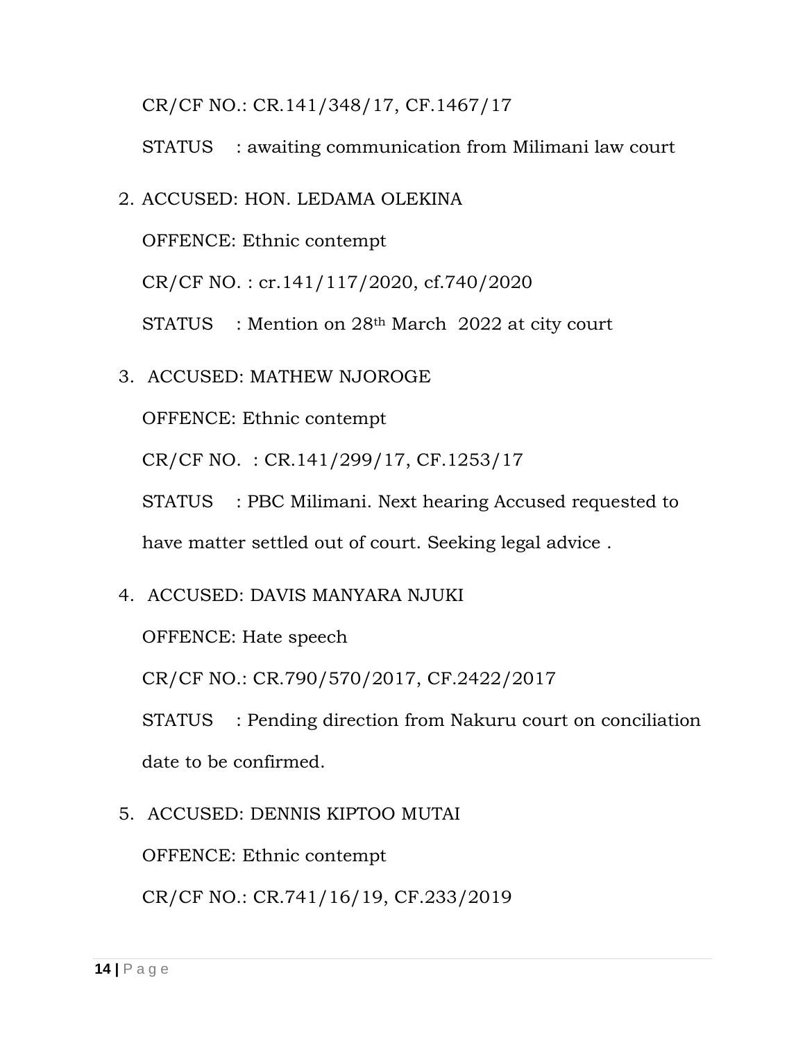CR/CF NO.: CR.141/348/17, CF.1467/17

STATUS : awaiting communication from Milimani law court

2. ACCUSED: HON. LEDAMA OLEKINA

   OFFENCE: Ethnic contempt

   CR/CF NO. : cr.141/117/2020, cf.740/2020

   STATUS : Mention on 28th March 2022 at city court

3. ACCUSED: MATHEW NJOROGE

   OFFENCE: Ethnic contempt

   CR/CF NO. : CR.141/299/17, CF.1253/17

   STATUS : PBC Milimani. Next hearing Accused requested to have matter settled out of court. Seeking legal advice .

4. ACCUSED: DAVIS MANYARA NJUKI

   OFFENCE: Hate speech

   CR/CF NO.: CR.790/570/2017, CF.2422/2017

   STATUS : Pending direction from Nakuru court on conciliation date to be confirmed.

5. ACCUSED: DENNIS KIPTOO MUTAI

   OFFENCE: Ethnic contempt

   CR/CF NO.: CR.741/16/19, CF.233/2019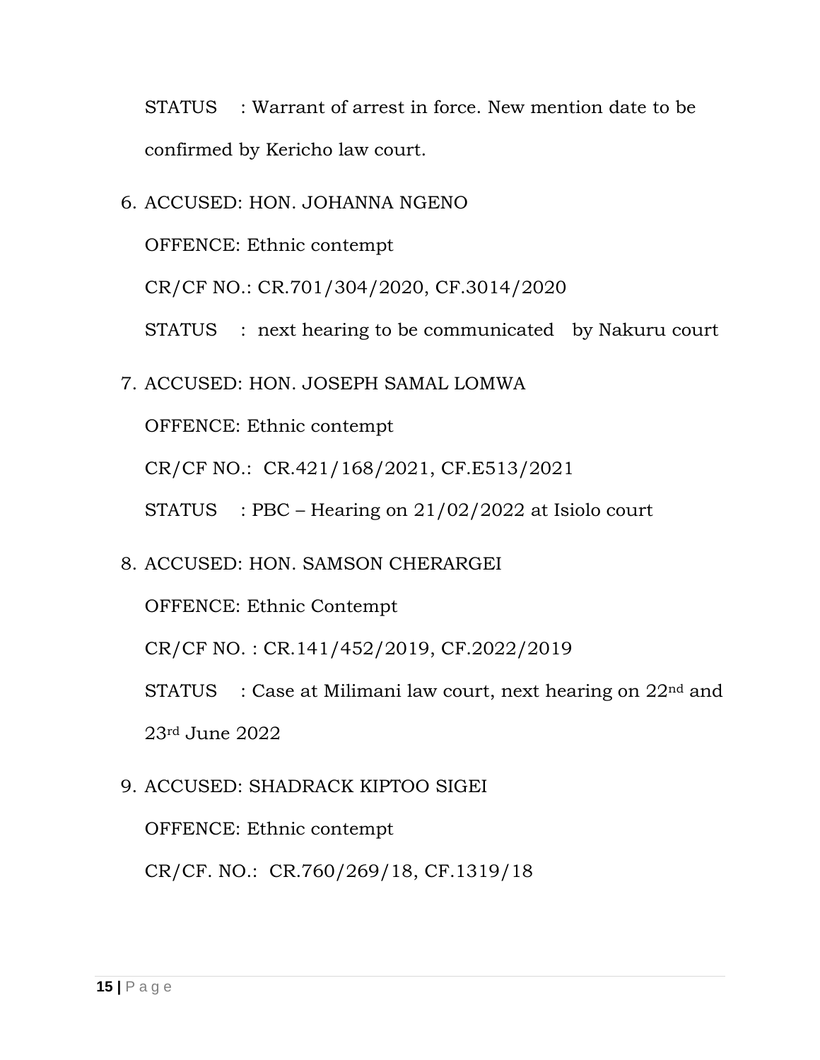STATUS : Warrant of arrest in force. New mention date to be confirmed by Kericho law court.

6. ACCUSED: HON. JOHANNA NGENO

   OFFENCE: Ethnic contempt

   CR/CF NO.: CR.701/304/2020, CF.3014/2020

   STATUS : next hearing to be communicated by Nakuru court

7. ACCUSED: HON. JOSEPH SAMAL LOMWA

   OFFENCE: Ethnic contempt

   CR/CF NO.: CR.421/168/2021, CF.E513/2021

   STATUS : PBC – Hearing on 21/02/2022 at Isiolo court

8. ACCUSED: HON. SAMSON CHERARGEI

   OFFENCE: Ethnic Contempt

   CR/CF NO. : CR.141/452/2019, CF.2022/2019

   STATUS : Case at Milimani law court, next hearing on 22nd and 23rd June 2022

9. ACCUSED: SHADRACK KIPTOO SIGEI

   OFFENCE: Ethnic contempt

   CR/CF. NO.: CR.760/269/18, CF.1319/18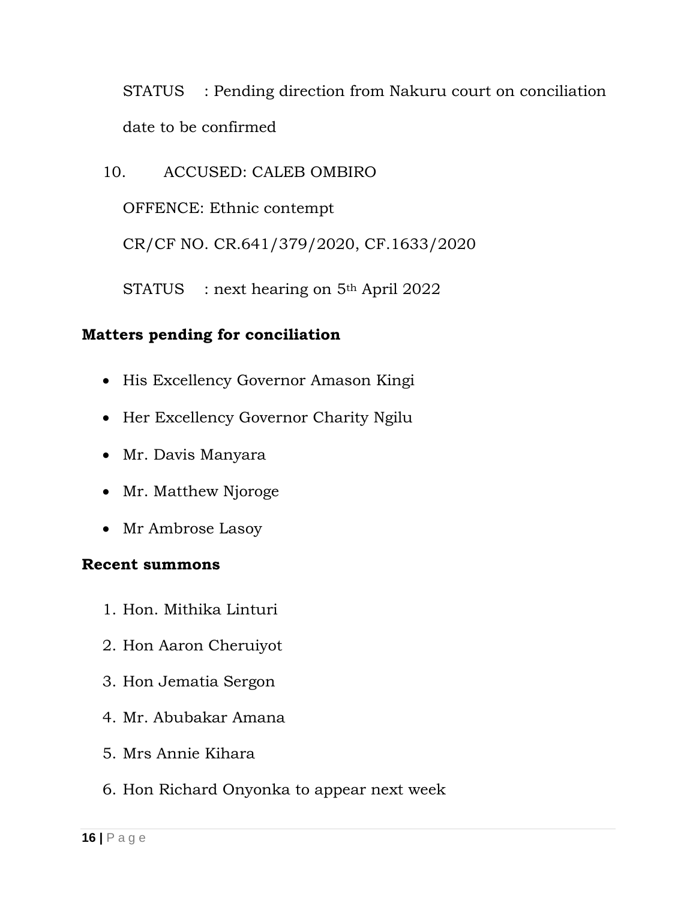STATUS : Pending direction from Nakuru court on conciliation date to be confirmed

10. ACCUSED: CALEB OMBIRO

    OFFENCE: Ethnic contempt

    CR/CF NO. CR.641/379/2020, CF.1633/2020

    STATUS : next hearing on 5th April 2022

**Matters pending for conciliation**

- His Excellency Governor Amason Kingi
- Her Excellency Governor Charity Ngilu
- Mr. Davis Manyara
- Mr. Matthew Njoroge
- Mr Ambrose Lasoy

**Recent summons**

1. Hon. Mithika Linturi
2. Hon Aaron Cheruiyot
3. Hon Jematia Sergon
4. Mr. Abubakar Amana
5. Mrs Annie Kihara
6. Hon Richard Onyonka to appear next week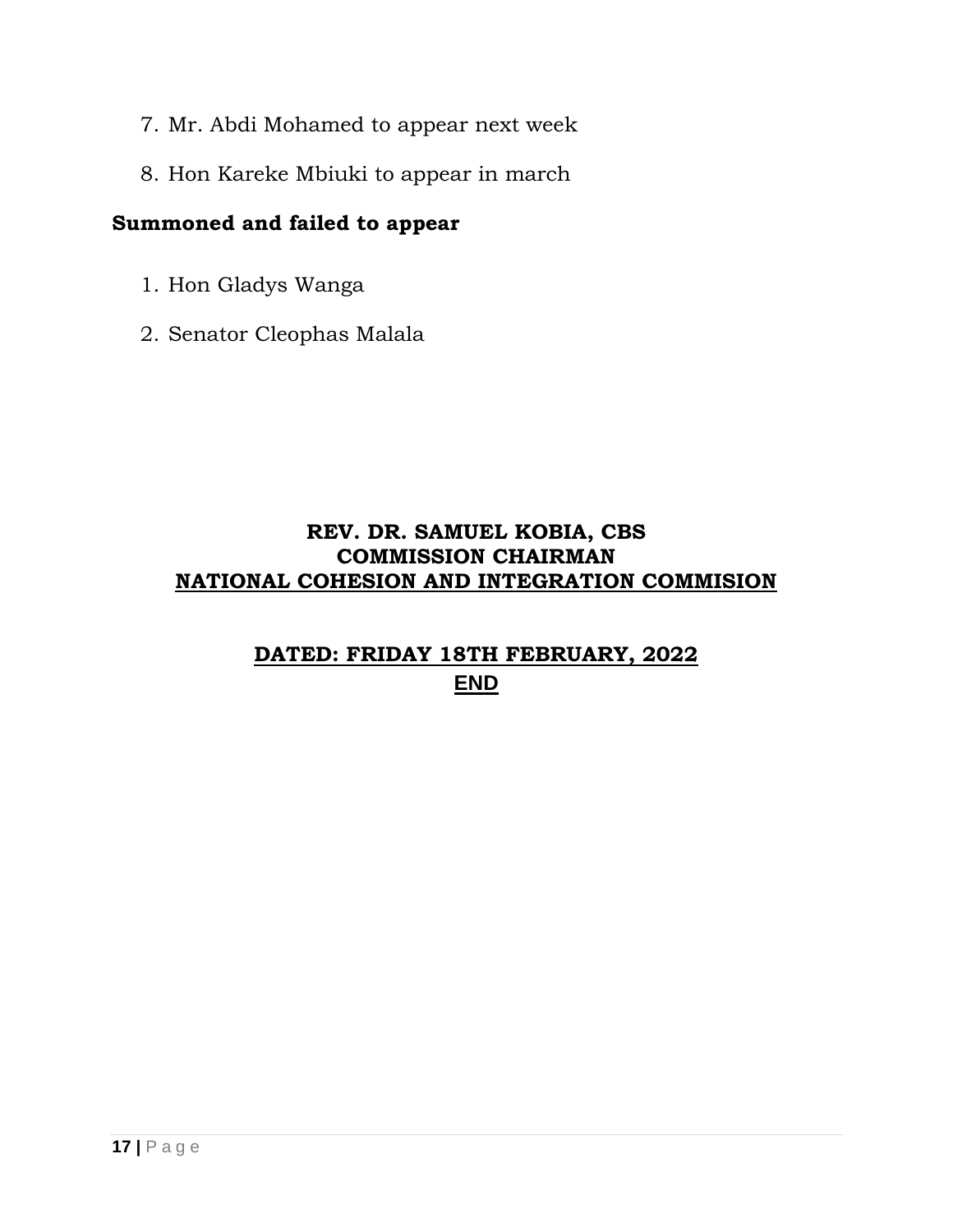7. Mr. Abdi Mohamed to appear next week
8. Hon Kareke Mbiuki to appear in march

**Summoned and failed to appear**

1. Hon Gladys Wanga
2. Senator Cleophas Malala

**REV. DR. SAMUEL KOBIA, CBS**
**COMMISSION CHAIRMAN**
**NATIONAL COHESION AND INTEGRATION COMMISION**

**DATED: FRIDAY 18TH FEBRUARY, 2022**

**END**